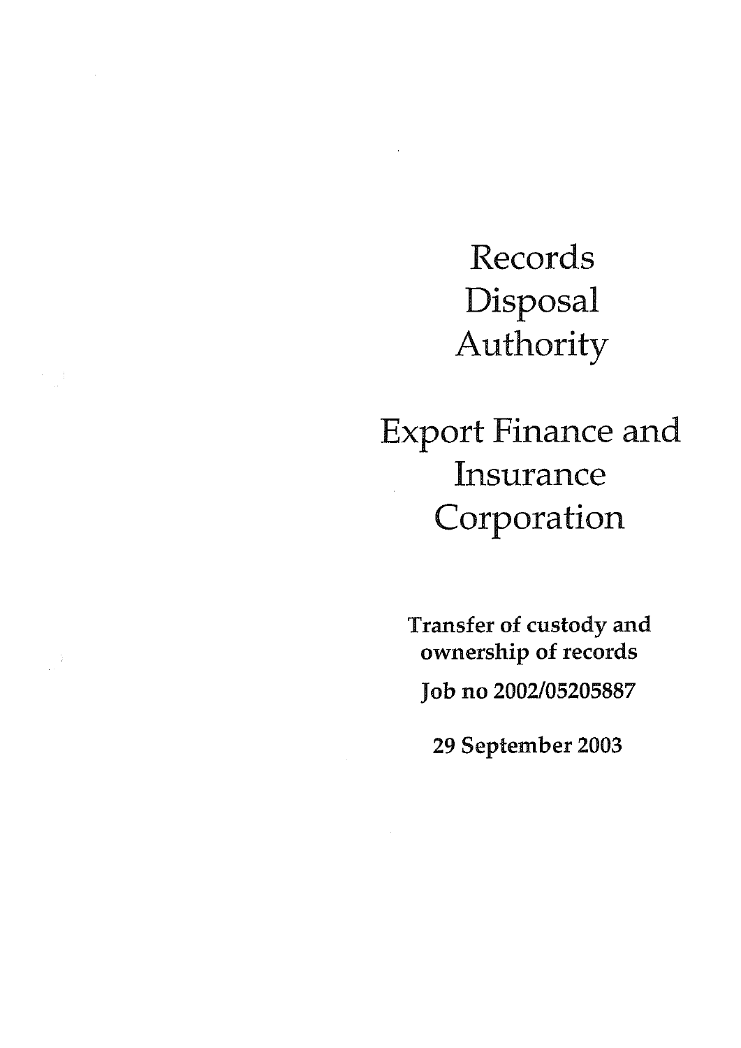# Records Disposal Authority

# Export Finance and Insurance Corporation

**Transfer of custody and ownership of records**

**Job no 2002/05205887**

**29 September 2003**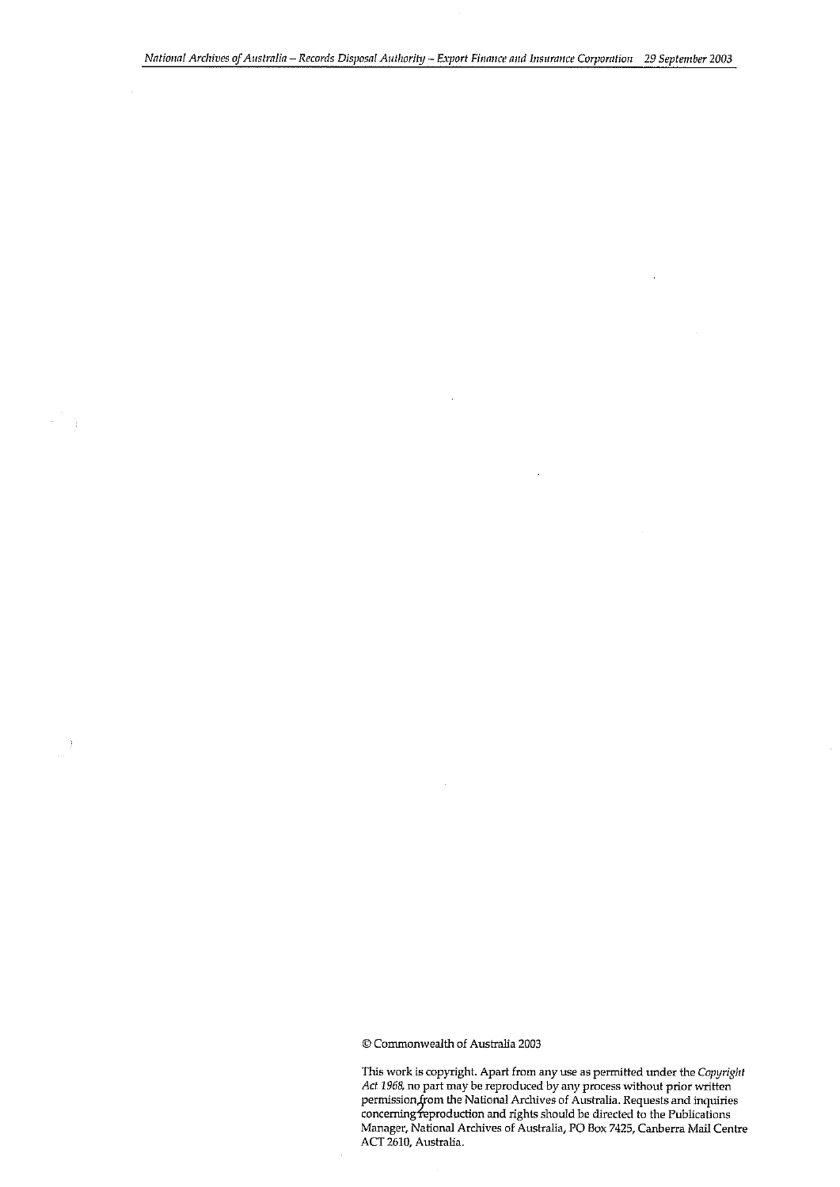© Commonwealth of Australia 2003

This work is copyright. Apart from any use as permitted under the *Copyright Act 1968*, no part may be reproduced by any process without prior written permission from the National Archives of Australia. Requests and inquiries concerning reproduction and rights should be directed to the Publications Manager, National Archives of Australia, PO Box 7425, Canberra Mail Centre ACT 2610, Australia.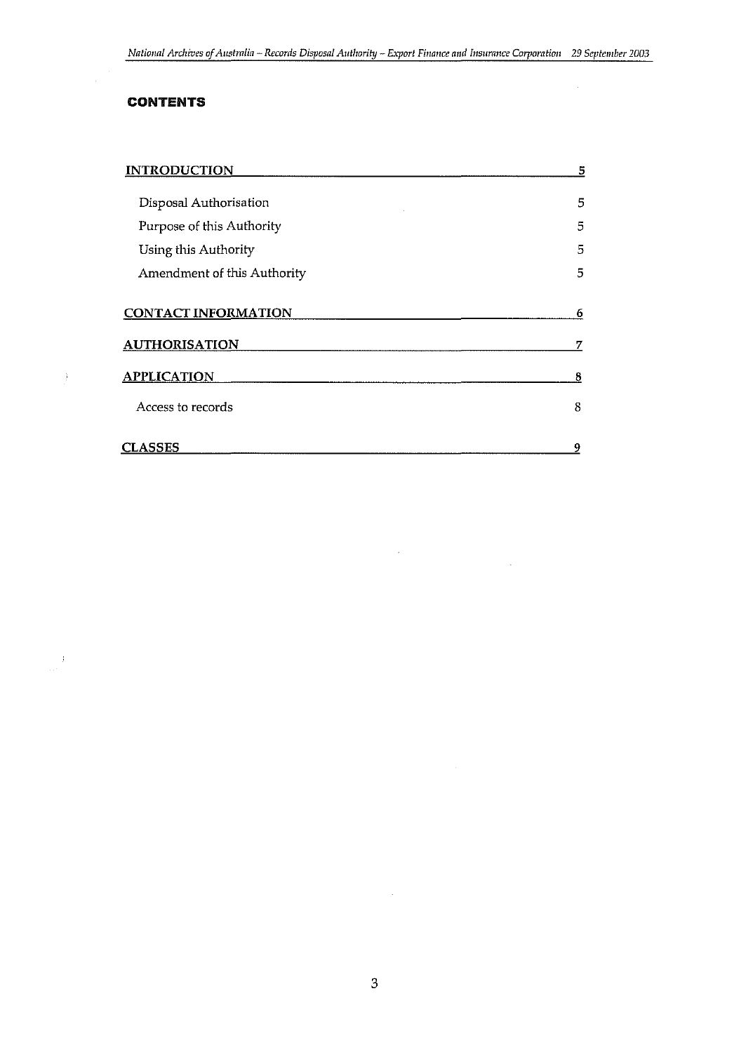# CONTENTS

| | |
|---|---|
| **INTRODUCTION** | 5 |
| Disposal Authorisation | 5 |
| Purpose of this Authority | 5 |
| Using this Authority | 5 |
| Amendment of this Authority | 5 |
| **CONTACT INFORMATION** | 6 |
| **AUTHORISATION** | 7 |
| **APPLICATION** | 8 |
| Access to records | 8 |
| **CLASSES** | 9 |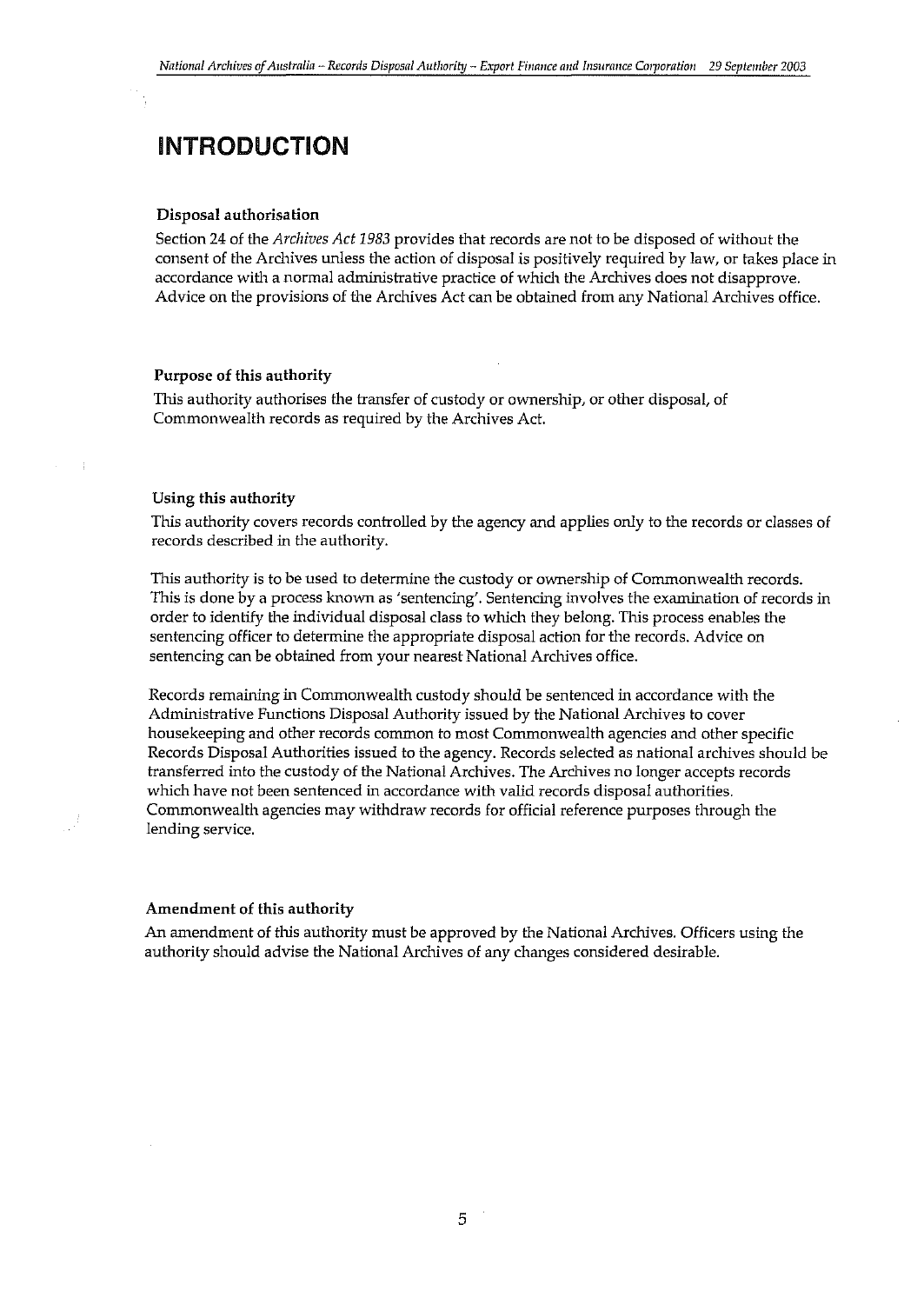# INTRODUCTION

### Disposal authorisation

Section 24 of the *Archives Act 1983* provides that records are not to be disposed of without the consent of the Archives unless the action of disposal is positively required by law, or takes place in accordance with a normal administrative practice of which the Archives does not disapprove. Advice on the provisions of the Archives Act can be obtained from any National Archives office.

### Purpose of this authority

This authority authorises the transfer of custody or ownership, or other disposal, of Commonwealth records as required by the Archives Act.

### Using this authority

This authority covers records controlled by the agency and applies only to the records or classes of records described in the authority.

This authority is to be used to determine the custody or ownership of Commonwealth records. This is done by a process known as 'sentencing'. Sentencing involves the examination of records in order to identify the individual disposal class to which they belong. This process enables the sentencing officer to determine the appropriate disposal action for the records. Advice on sentencing can be obtained from your nearest National Archives office.

Records remaining in Commonwealth custody should be sentenced in accordance with the Administrative Functions Disposal Authority issued by the National Archives to cover housekeeping and other records common to most Commonwealth agencies and other specific Records Disposal Authorities issued to the agency. Records selected as national archives should be transferred into the custody of the National Archives. The Archives no longer accepts records which have not been sentenced in accordance with valid records disposal authorities. Commonwealth agencies may withdraw records for official reference purposes through the lending service.

### Amendment of this authority

An amendment of this authority must be approved by the National Archives. Officers using the authority should advise the National Archives of any changes considered desirable.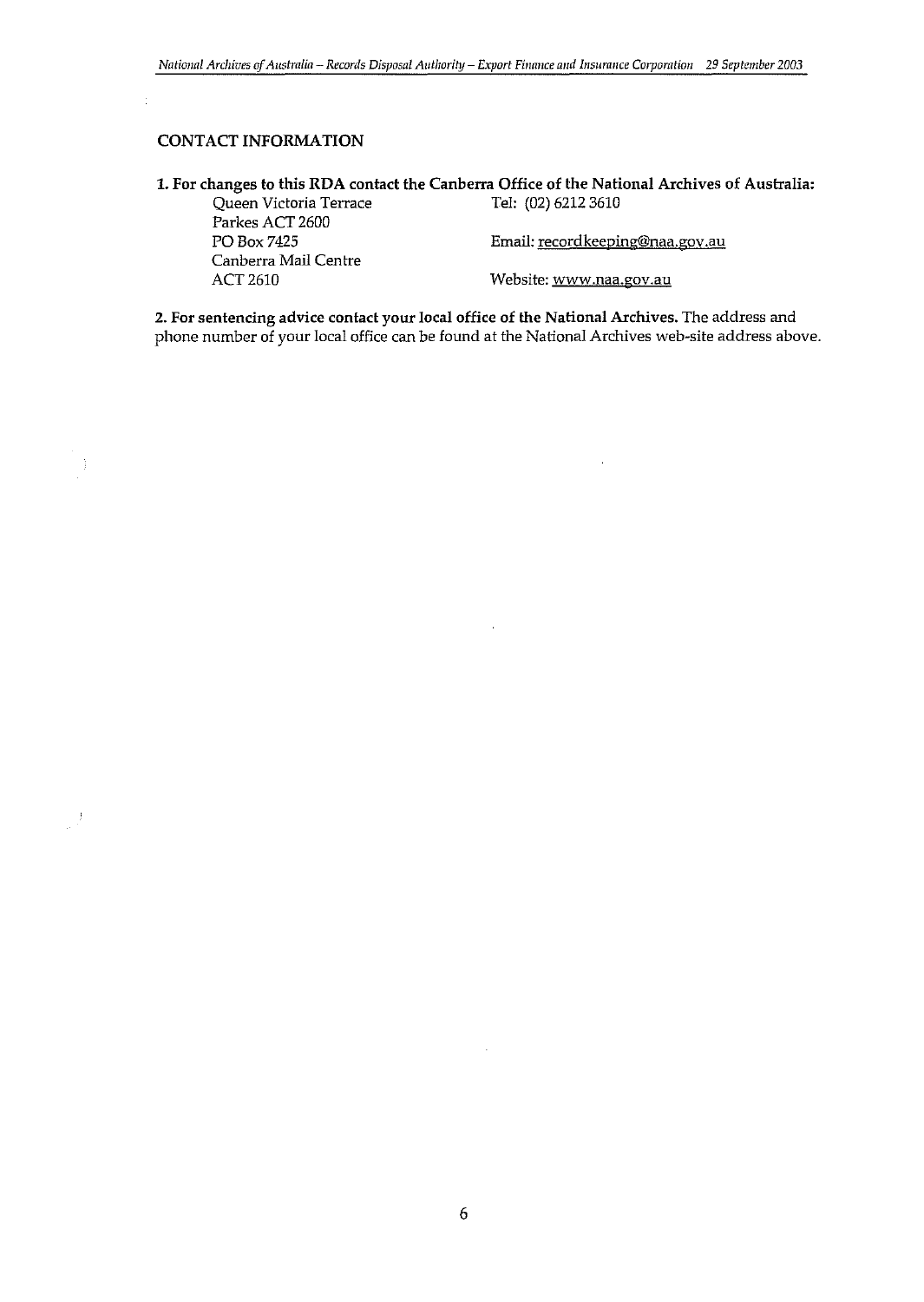## CONTACT INFORMATION

**1. For changes to this RDA contact the Canberra Office of the National Archives of Australia:**

| | |
|---|---|
| Queen Victoria Terrace | Tel: (02) 6212 3610 |
| Parkes ACT 2600 | |
| PO Box 7425 | Email: recordkeeping@naa.gov.au |
| Canberra Mail Centre | |
| ACT 2610 | Website: www.naa.gov.au |

**2. For sentencing advice contact your local office of the National Archives.** The address and phone number of your local office can be found at the National Archives web-site address above.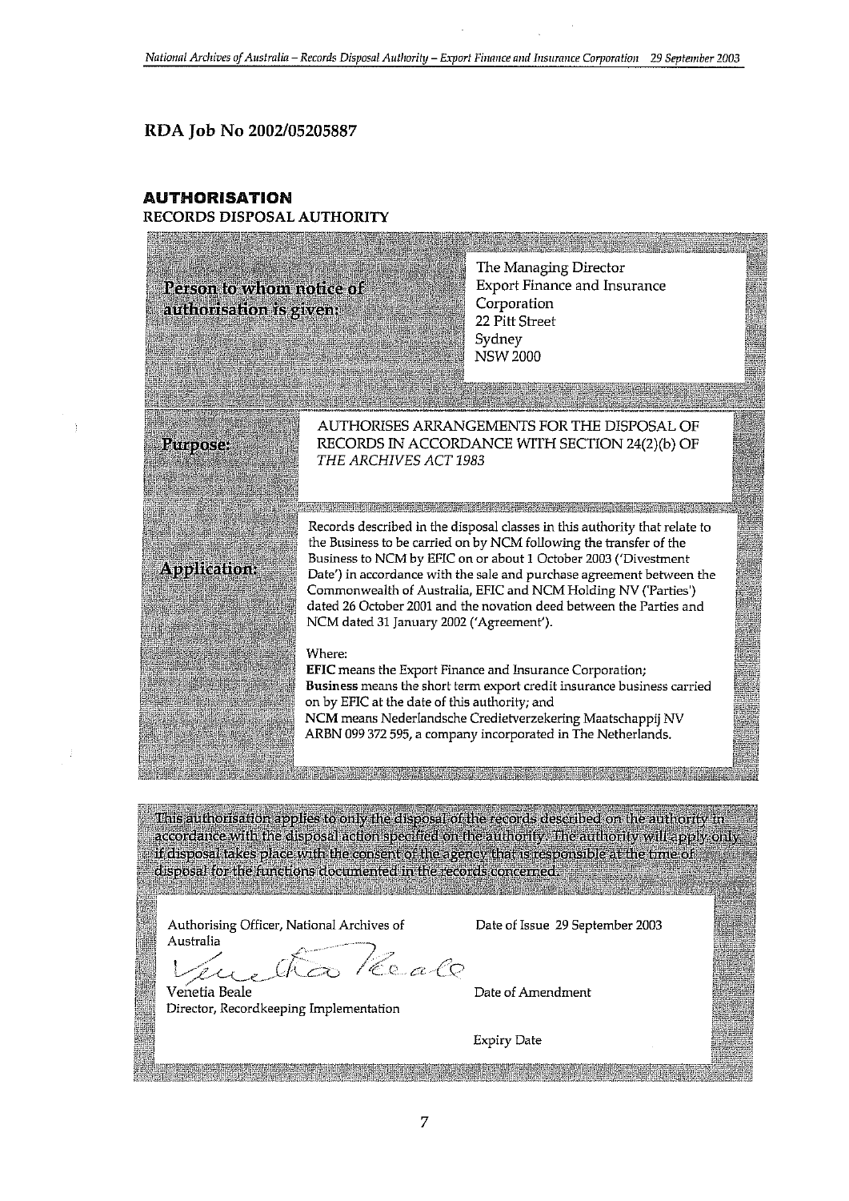RDA Job No 2002/05205887

## AUTHORISATION

RECORDS DISPOSAL AUTHORITY

| | |
|---|---|
| **Person to whom notice of authorisation is given:** | The Managing Director<br>Export Finance and Insurance Corporation<br>22 Pitt Street<br>Sydney<br>NSW 2000 |
| **Purpose:** | AUTHORISES ARRANGEMENTS FOR THE DISPOSAL OF RECORDS IN ACCORDANCE WITH SECTION 24(2)(b) OF *THE ARCHIVES ACT 1983* |
| **Application:** | Records described in the disposal classes in this authority that relate to the Business to be carried on by NCM following the transfer of the Business to NCM by EFIC on or about 1 October 2003 ('Divestment Date') in accordance with the sale and purchase agreement between the Commonwealth of Australia, EFIC and NCM Holding NV ('Parties') dated 26 October 2001 and the novation deed between the Parties and NCM dated 31 January 2002 ('Agreement').<br><br>Where:<br>**EFIC** means the Export Finance and Insurance Corporation;<br>**Business** means the short term export credit insurance business carried on by EFIC at the date of this authority; and<br>**NCM** means Nederlandsche Credietverzekering Maatschappij NV ARBN 099 372 595, a company incorporated in The Netherlands. |

This authorisation applies to only the disposal of the records described on the authority in accordance with the disposal action specified on the authority. The authority will apply only if disposal takes place with the consent of the agency that is responsible at the time of disposal for the functions documented in the records concerned.

| | |
|---|---|
| Authorising Officer, National Archives of Australia<br><br>Venetia Beale<br>Director, Recordkeeping Implementation | Date of Issue 29 September 2003<br><br>Date of Amendment<br><br>Expiry Date |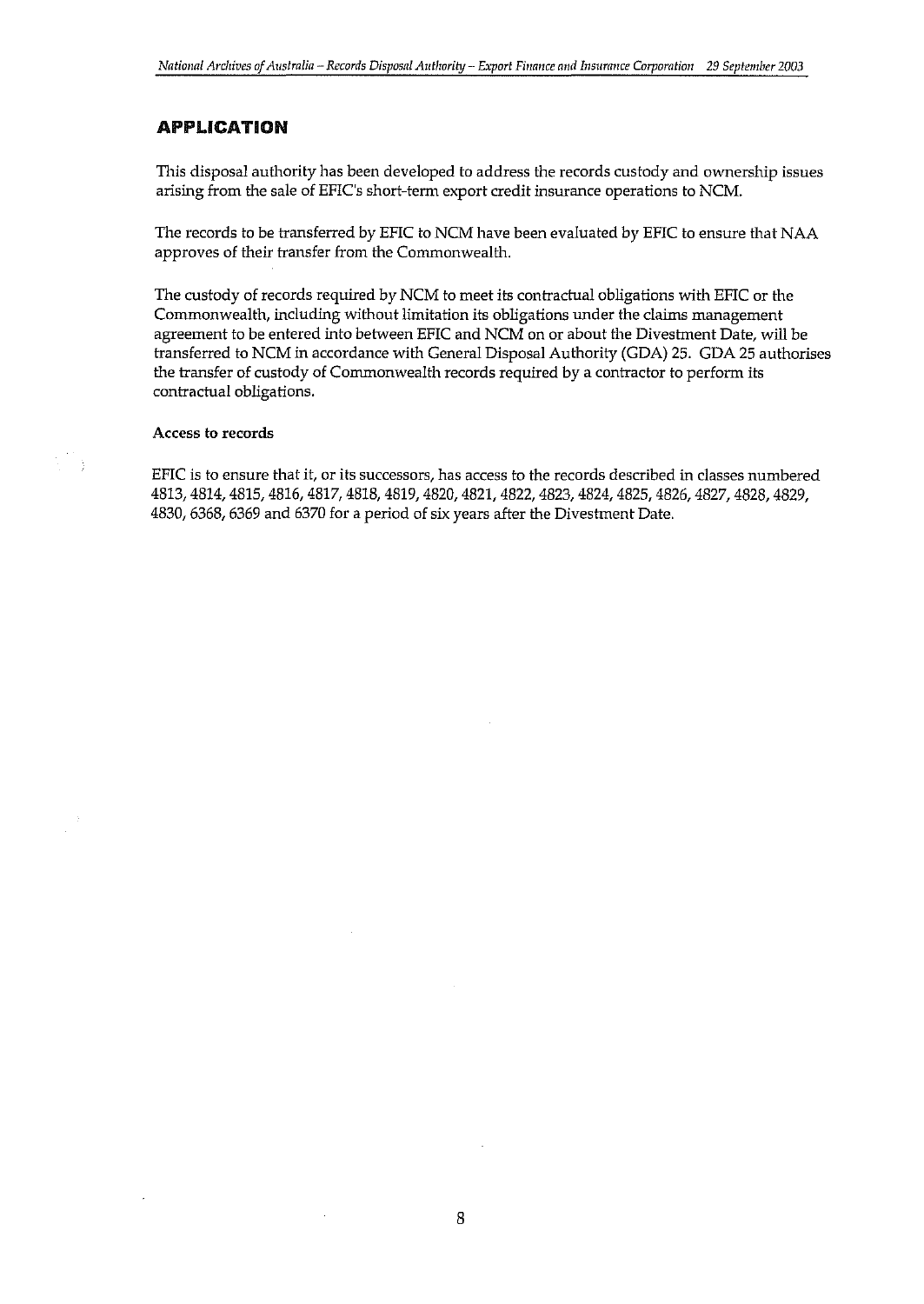## APPLICATION

This disposal authority has been developed to address the records custody and ownership issues arising from the sale of EFIC's short-term export credit insurance operations to NCM.

The records to be transferred by EFIC to NCM have been evaluated by EFIC to ensure that NAA approves of their transfer from the Commonwealth.

The custody of records required by NCM to meet its contractual obligations with EFIC or the Commonwealth, including without limitation its obligations under the claims management agreement to be entered into between EFIC and NCM on or about the Divestment Date, will be transferred to NCM in accordance with General Disposal Authority (GDA) 25. GDA 25 authorises the transfer of custody of Commonwealth records required by a contractor to perform its contractual obligations.

**Access to records**

EFIC is to ensure that it, or its successors, has access to the records described in classes numbered 4813, 4814, 4815, 4816, 4817, 4818, 4819, 4820, 4821, 4822, 4823, 4824, 4825, 4826, 4827, 4828, 4829, 4830, 6368, 6369 and 6370 for a period of six years after the Divestment Date.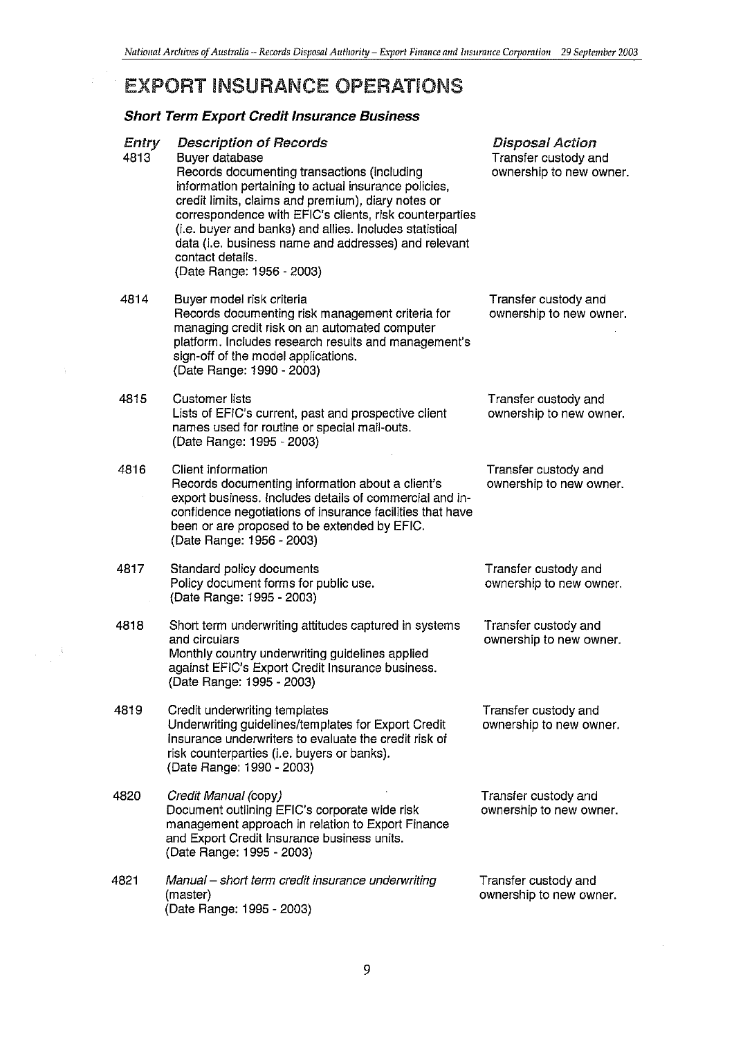# EXPORT INSURANCE OPERATIONS

### *Short Term Export Credit Insurance Business*

| *Entry* | *Description of Records* | *Disposal Action* |
|---|---|---|
| 4813 | Buyer database<br>Records documenting transactions (including information pertaining to actual insurance policies, credit limits, claims and premium), diary notes or correspondence with EFIC's clients, risk counterparties (i.e. buyer and banks) and allies. Includes statistical data (i.e. business name and addresses) and relevant contact details.<br>(Date Range: 1956 - 2003) | Transfer custody and ownership to new owner. |
| 4814 | Buyer model risk criteria<br>Records documenting risk management criteria for managing credit risk on an automated computer platform. Includes research results and management's sign-off of the model applications.<br>(Date Range: 1990 - 2003) | Transfer custody and ownership to new owner. |
| 4815 | Customer lists<br>Lists of EFIC's current, past and prospective client names used for routine or special mail-outs.<br>(Date Range: 1995 - 2003) | Transfer custody and ownership to new owner. |
| 4816 | Client information<br>Records documenting information about a client's export business. Includes details of commercial and in-confidence negotiations of insurance facilities that have been or are proposed to be extended by EFIC.<br>(Date Range: 1956 - 2003) | Transfer custody and ownership to new owner. |
| 4817 | Standard policy documents<br>Policy document forms for public use.<br>(Date Range: 1995 - 2003) | Transfer custody and ownership to new owner. |
| 4818 | Short term underwriting attitudes captured in systems and circulars<br>Monthly country underwriting guidelines applied against EFIC's Export Credit Insurance business.<br>(Date Range: 1995 - 2003) | Transfer custody and ownership to new owner. |
| 4819 | Credit underwriting templates<br>Underwriting guidelines/templates for Export Credit Insurance underwriters to evaluate the credit risk of risk counterparties (i.e. buyers or banks).<br>(Date Range: 1990 - 2003) | Transfer custody and ownership to new owner. |
| 4820 | *Credit Manual* (copy)<br>Document outlining EFIC's corporate wide risk management approach in relation to Export Finance and Export Credit Insurance business units.<br>(Date Range: 1995 - 2003) | Transfer custody and ownership to new owner. |
| 4821 | *Manual – short term credit insurance underwriting* (master)<br>(Date Range: 1995 - 2003) | Transfer custody and ownership to new owner. |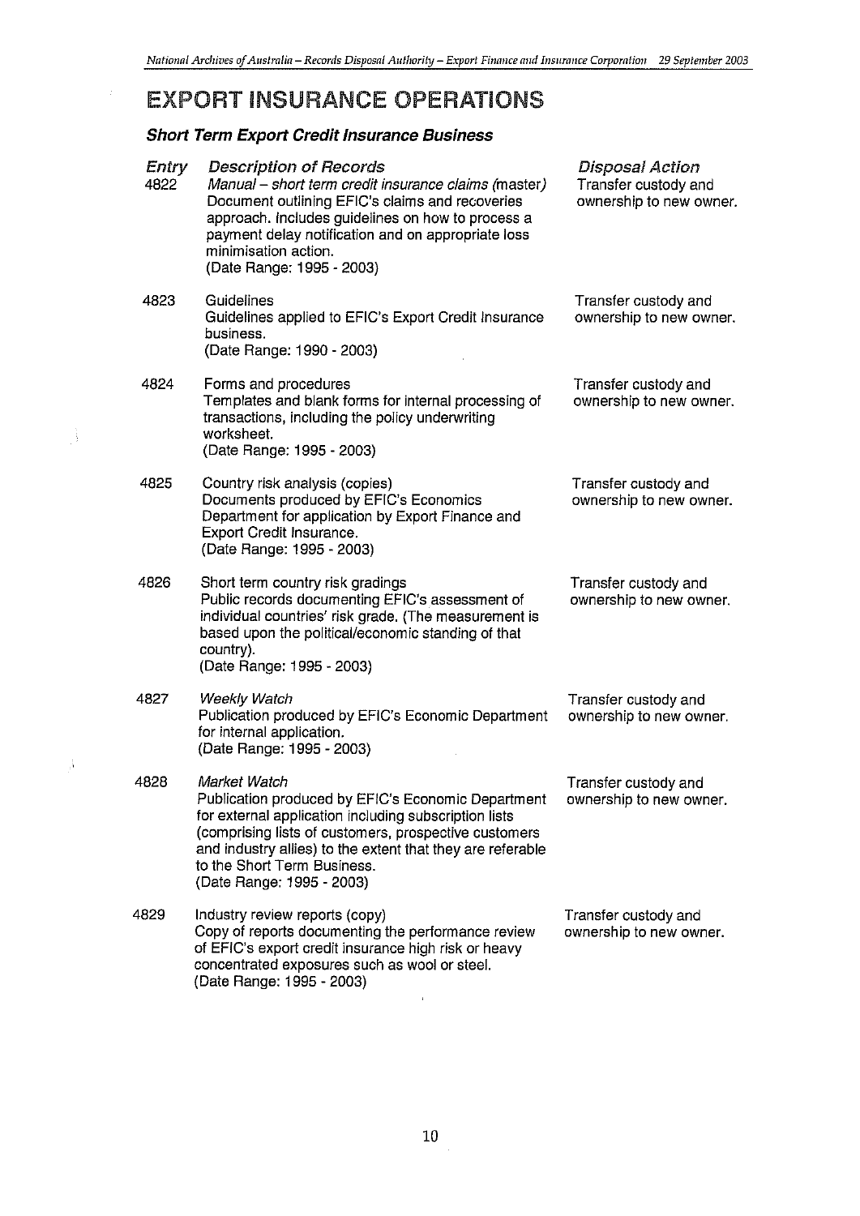# EXPORT INSURANCE OPERATIONS

## *Short Term Export Credit Insurance Business*

| *Entry* | *Description of Records* | *Disposal Action* |
|---|---|---|
| 4822 | *Manual – short term credit insurance claims* (master)<br>Document outlining EFIC's claims and recoveries approach. Includes guidelines on how to process a payment delay notification and on appropriate loss minimisation action.<br>(Date Range: 1995 - 2003) | Transfer custody and ownership to new owner. |
| 4823 | Guidelines<br>Guidelines applied to EFIC's Export Credit Insurance business.<br>(Date Range: 1990 - 2003) | Transfer custody and ownership to new owner. |
| 4824 | Forms and procedures<br>Templates and blank forms for internal processing of transactions, including the policy underwriting worksheet.<br>(Date Range: 1995 - 2003) | Transfer custody and ownership to new owner. |
| 4825 | Country risk analysis (copies)<br>Documents produced by EFIC's Economics Department for application by Export Finance and Export Credit Insurance.<br>(Date Range: 1995 - 2003) | Transfer custody and ownership to new owner. |
| 4826 | Short term country risk gradings<br>Public records documenting EFIC's assessment of individual countries' risk grade. (The measurement is based upon the political/economic standing of that country).<br>(Date Range: 1995 - 2003) | Transfer custody and ownership to new owner. |
| 4827 | *Weekly Watch*<br>Publication produced by EFIC's Economic Department for internal application.<br>(Date Range: 1995 - 2003) | Transfer custody and ownership to new owner. |
| 4828 | *Market Watch*<br>Publication produced by EFIC's Economic Department for external application including subscription lists (comprising lists of customers, prospective customers and industry allies) to the extent that they are referable to the Short Term Business.<br>(Date Range: 1995 - 2003) | Transfer custody and ownership to new owner. |
| 4829 | Industry review reports (copy)<br>Copy of reports documenting the performance review of EFIC's export credit insurance high risk or heavy concentrated exposures such as wool or steel.<br>(Date Range: 1995 - 2003) | Transfer custody and ownership to new owner. |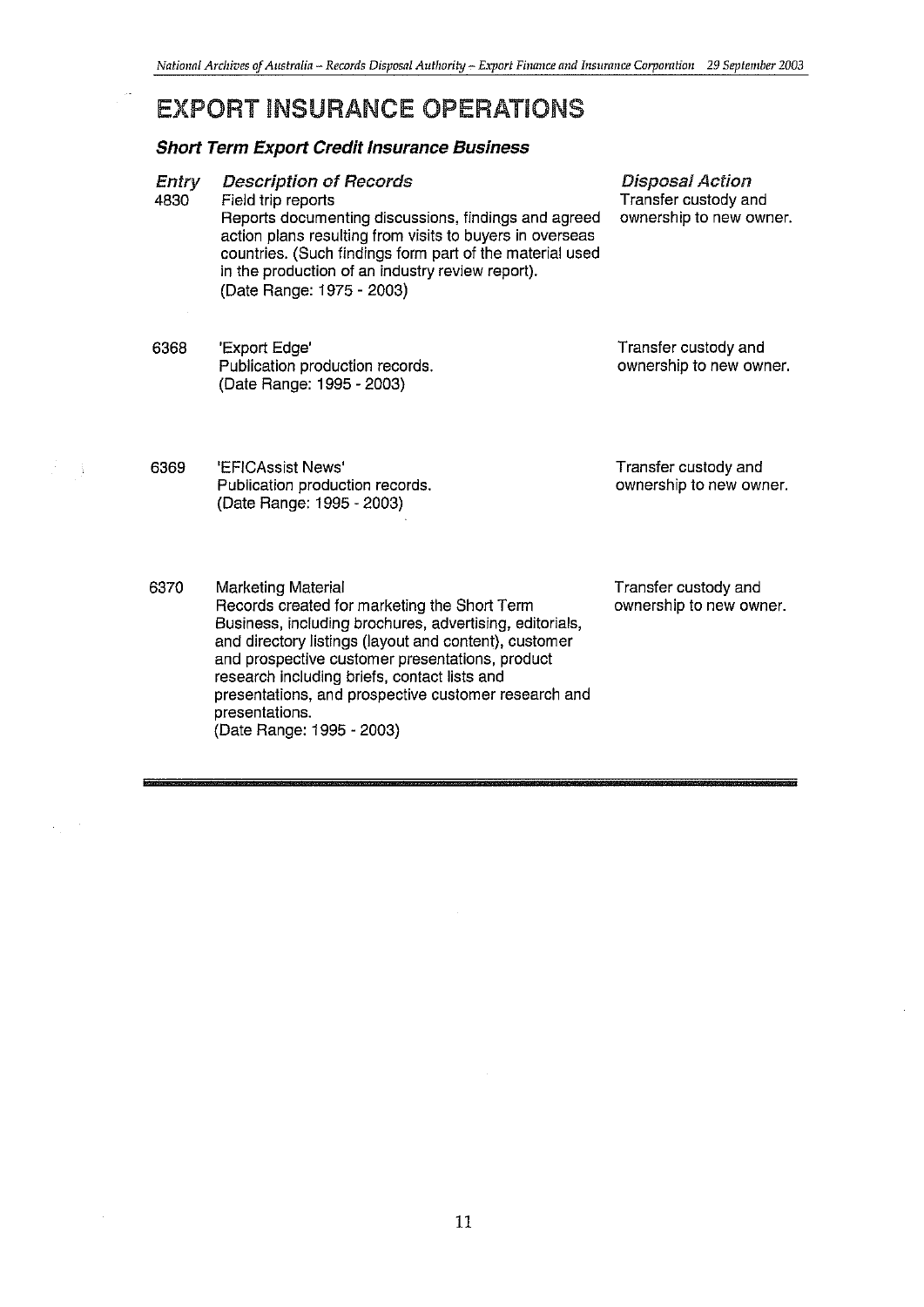# EXPORT INSURANCE OPERATIONS

### *Short Term Export Credit Insurance Business*

| *Entry* | *Description of Records* | *Disposal Action* |
| --- | --- | --- |
| 4830 | Field trip reports<br>Reports documenting discussions, findings and agreed action plans resulting from visits to buyers in overseas countries. (Such findings form part of the material used in the production of an industry review report).<br>(Date Range: 1975 - 2003) | Transfer custody and ownership to new owner. |
| 6368 | 'Export Edge'<br>Publication production records.<br>(Date Range: 1995 - 2003) | Transfer custody and ownership to new owner. |
| 6369 | 'EFICAssist News'<br>Publication production records.<br>(Date Range: 1995 - 2003) | Transfer custody and ownership to new owner. |
| 6370 | Marketing Material<br>Records created for marketing the Short Term Business, including brochures, advertising, editorials, and directory listings (layout and content), customer and prospective customer presentations, product research including briefs, contact lists and presentations, and prospective customer research and presentations.<br>(Date Range: 1995 - 2003) | Transfer custody and ownership to new owner. |